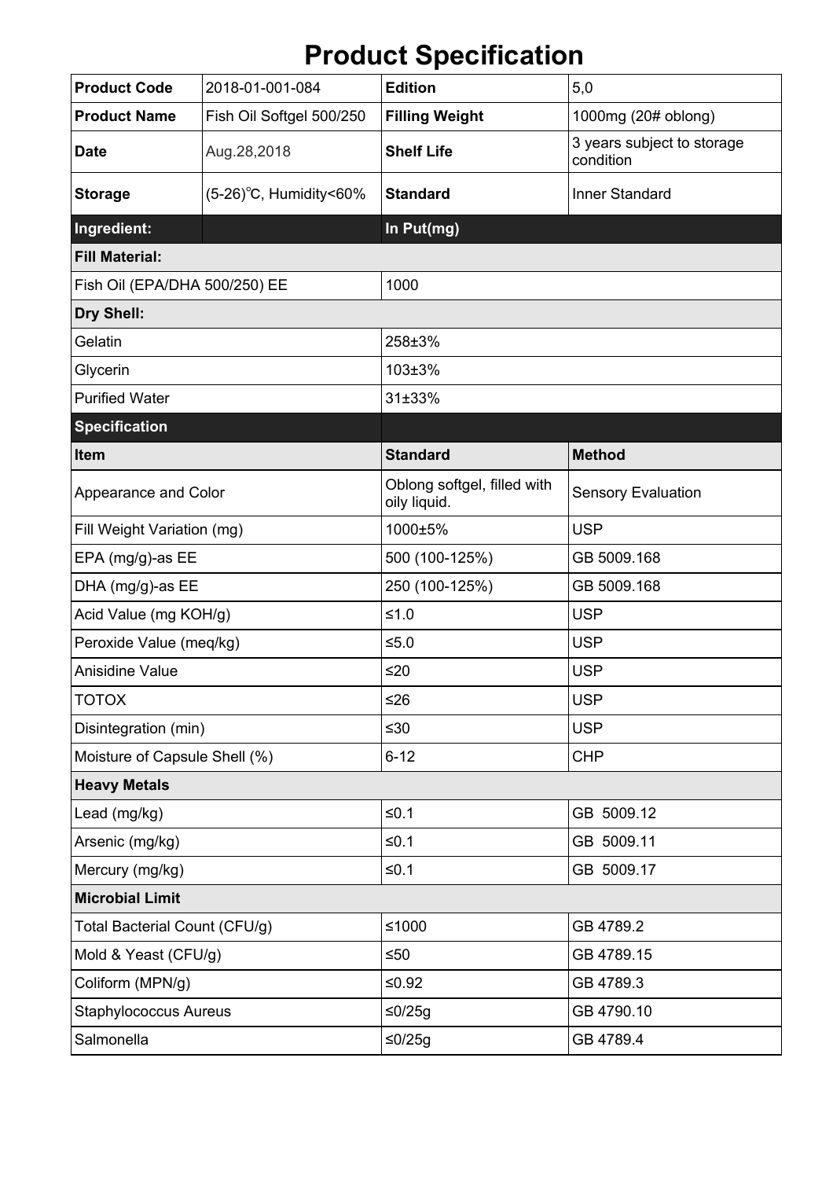# Product Specification

| Product Code | 2018-01-001-084 | Edition | 5,0 |
|---|---|---|---|
| Product Name | Fish Oil Softgel 500/250 | Filling Weight | 1000mg (20# oblong) |
| Date | Aug.28,2018 | Shelf Life | 3 years subject to storage condition |
| Storage | (5-26)℃, Humidity<60% | Standard | Inner Standard |
| **Ingredient:** | | **In Put(mg)** | |
| **Fill Material:** | | | |
| Fish Oil (EPA/DHA 500/250) EE | | 1000 | |
| **Dry Shell:** | | | |
| Gelatin | | 258±3% | |
| Glycerin | | 103±3% | |
| Purified Water | | 31±33% | |
| **Specification** | | | |
| **Item** | | **Standard** | **Method** |
| Appearance and Color | | Oblong softgel, filled with oily liquid. | Sensory Evaluation |
| Fill Weight Variation (mg) | | 1000±5% | USP |
| EPA (mg/g)-as EE | | 500 (100-125%) | GB 5009.168 |
| DHA (mg/g)-as EE | | 250 (100-125%) | GB 5009.168 |
| Acid Value (mg KOH/g) | | ≤1.0 | USP |
| Peroxide Value (meq/kg) | | ≤5.0 | USP |
| Anisidine Value | | ≤20 | USP |
| TOTOX | | ≤26 | USP |
| Disintegration (min) | | ≤30 | USP |
| Moisture of Capsule Shell (%) | | 6-12 | CHP |
| **Heavy Metals** | | | |
| Lead (mg/kg) | | ≤0.1 | GB 5009.12 |
| Arsenic (mg/kg) | | ≤0.1 | GB 5009.11 |
| Mercury (mg/kg) | | ≤0.1 | GB 5009.17 |
| **Microbial Limit** | | | |
| Total Bacterial Count (CFU/g) | | ≤1000 | GB 4789.2 |
| Mold & Yeast (CFU/g) | | ≤50 | GB 4789.15 |
| Coliform (MPN/g) | | ≤0.92 | GB 4789.3 |
| Staphylococcus Aureus | | ≤0/25g | GB 4790.10 |
| Salmonella | | ≤0/25g | GB 4789.4 |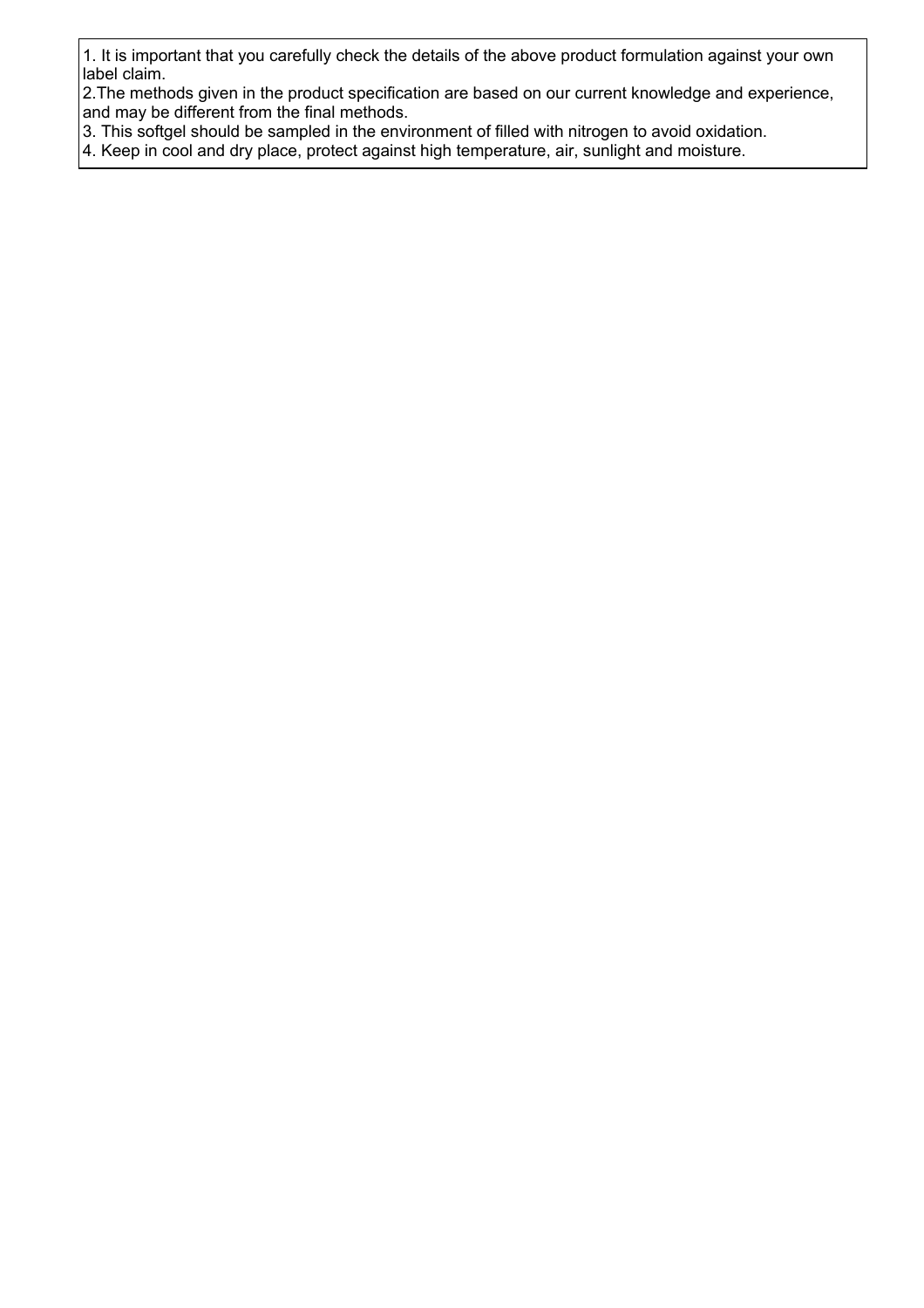1. It is important that you carefully check the details of the above product formulation against your own label claim.
2.The methods given in the product specification are based on our current knowledge and experience, and may be different from the final methods.
3. This softgel should be sampled in the environment of filled with nitrogen to avoid oxidation.
4. Keep in cool and dry place, protect against high temperature, air, sunlight and moisture.